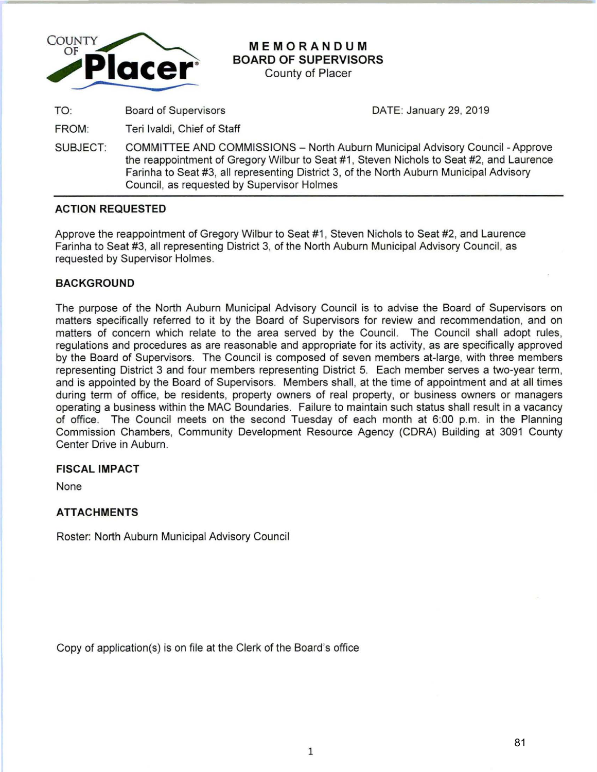COUNTY OF **Placer**

# MEMORANDUM
## BOARD OF SUPERVISORS
County of Placer

| | | |
|---|---|---|
| TO: | Board of Supervisors | DATE: January 29, 2019 |
| FROM: | Teri Ivaldi, Chief of Staff | |
| SUBJECT: | COMMITTEE AND COMMISSIONS – North Auburn Municipal Advisory Council - Approve the reappointment of Gregory Wilbur to Seat #1, Steven Nichols to Seat #2, and Laurence Farinha to Seat #3, all representing District 3, of the North Auburn Municipal Advisory Council, as requested by Supervisor Holmes | |

### ACTION REQUESTED

Approve the reappointment of Gregory Wilbur to Seat #1, Steven Nichols to Seat #2, and Laurence Farinha to Seat #3, all representing District 3, of the North Auburn Municipal Advisory Council, as requested by Supervisor Holmes.

### BACKGROUND

The purpose of the North Auburn Municipal Advisory Council is to advise the Board of Supervisors on matters specifically referred to it by the Board of Supervisors for review and recommendation, and on matters of concern which relate to the area served by the Council. The Council shall adopt rules, regulations and procedures as are reasonable and appropriate for its activity, as are specifically approved by the Board of Supervisors. The Council is composed of seven members at-large, with three members representing District 3 and four members representing District 5. Each member serves a two-year term, and is appointed by the Board of Supervisors. Members shall, at the time of appointment and at all times during term of office, be residents, property owners of real property, or business owners or managers operating a business within the MAC Boundaries. Failure to maintain such status shall result in a vacancy of office. The Council meets on the second Tuesday of each month at 6:00 p.m. in the Planning Commission Chambers, Community Development Resource Agency (CDRA) Building at 3091 County Center Drive in Auburn.

### FISCAL IMPACT

None

### ATTACHMENTS

Roster: North Auburn Municipal Advisory Council

Copy of application(s) is on file at the Clerk of the Board's office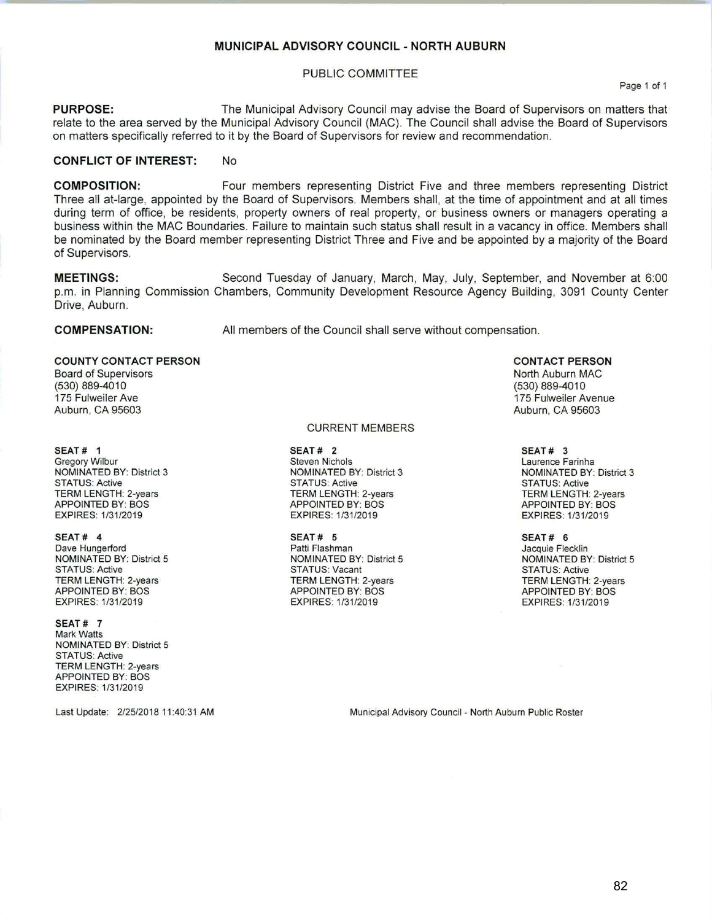# MUNICIPAL ADVISORY COUNCIL - NORTH AUBURN

## PUBLIC COMMITTEE

**PURPOSE:** The Municipal Advisory Council may advise the Board of Supervisors on matters that relate to the area served by the Municipal Advisory Council (MAC). The Council shall advise the Board of Supervisors on matters specifically referred to it by the Board of Supervisors for review and recommendation.

**CONFLICT OF INTEREST:** No

**COMPOSITION:** Four members representing District Five and three members representing District Three all at-large, appointed by the Board of Supervisors. Members shall, at the time of appointment and at all times during term of office, be residents, property owners of real property, or business owners or managers operating a business within the MAC Boundaries. Failure to maintain such status shall result in a vacancy in office. Members shall be nominated by the Board member representing District Three and Five and be appointed by a majority of the Board of Supervisors.

**MEETINGS:** Second Tuesday of January, March, May, July, September, and November at 6:00 p.m. in Planning Commission Chambers, Community Development Resource Agency Building, 3091 County Center Drive, Auburn.

**COMPENSATION:** All members of the Council shall serve without compensation.

**COUNTY CONTACT PERSON**
Board of Supervisors
(530) 889-4010
175 Fulweiler Ave
Auburn, CA 95603

**CONTACT PERSON**
North Auburn MAC
(530) 889-4010
175 Fulweiler Avenue
Auburn, CA 95603

### CURRENT MEMBERS

**SEAT # 1**
Gregory Wilbur
NOMINATED BY: District 3
STATUS: Active
TERM LENGTH: 2-years
APPOINTED BY: BOS
EXPIRES: 1/31/2019

**SEAT # 2**
Steven Nichols
NOMINATED BY: District 3
STATUS: Active
TERM LENGTH: 2-years
APPOINTED BY: BOS
EXPIRES: 1/31/2019

**SEAT # 3**
Laurence Farinha
NOMINATED BY: District 3
STATUS: Active
TERM LENGTH: 2-years
APPOINTED BY: BOS
EXPIRES: 1/31/2019

**SEAT # 4**
Dave Hungerford
NOMINATED BY: District 5
STATUS: Active
TERM LENGTH: 2-years
APPOINTED BY: BOS
EXPIRES: 1/31/2019

**SEAT # 5**
Patti Flashman
NOMINATED BY: District 5
STATUS: Vacant
TERM LENGTH: 2-years
APPOINTED BY: BOS
EXPIRES: 1/31/2019

**SEAT # 6**
Jacquie Flecklin
NOMINATED BY: District 5
STATUS: Active
TERM LENGTH: 2-years
APPOINTED BY: BOS
EXPIRES: 1/31/2019

**SEAT # 7**
Mark Watts
NOMINATED BY: District 5
STATUS: Active
TERM LENGTH: 2-years
APPOINTED BY: BOS
EXPIRES: 1/31/2019

Last Update: 2/25/2018 11:40:31 AM

Municipal Advisory Council - North Auburn Public Roster